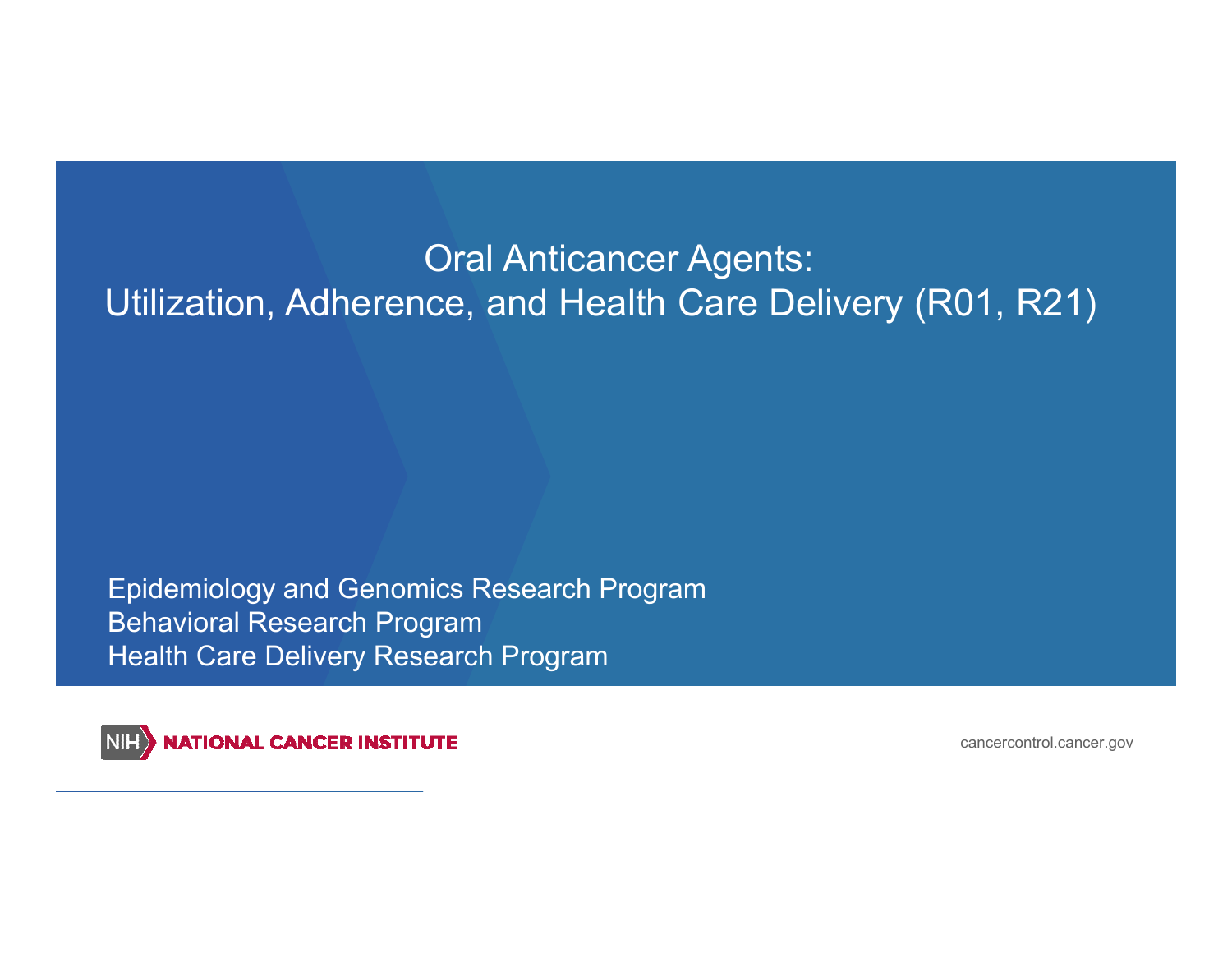# Oral Anticancer Agents: Utilization, Adherence, and Health Care Delivery (R01, R21)

Epidemiology and Genomics Research Program
Behavioral Research Program
Health Care Delivery Research Program

NIH NATIONAL CANCER INSTITUTE

cancercontrol.cancer.gov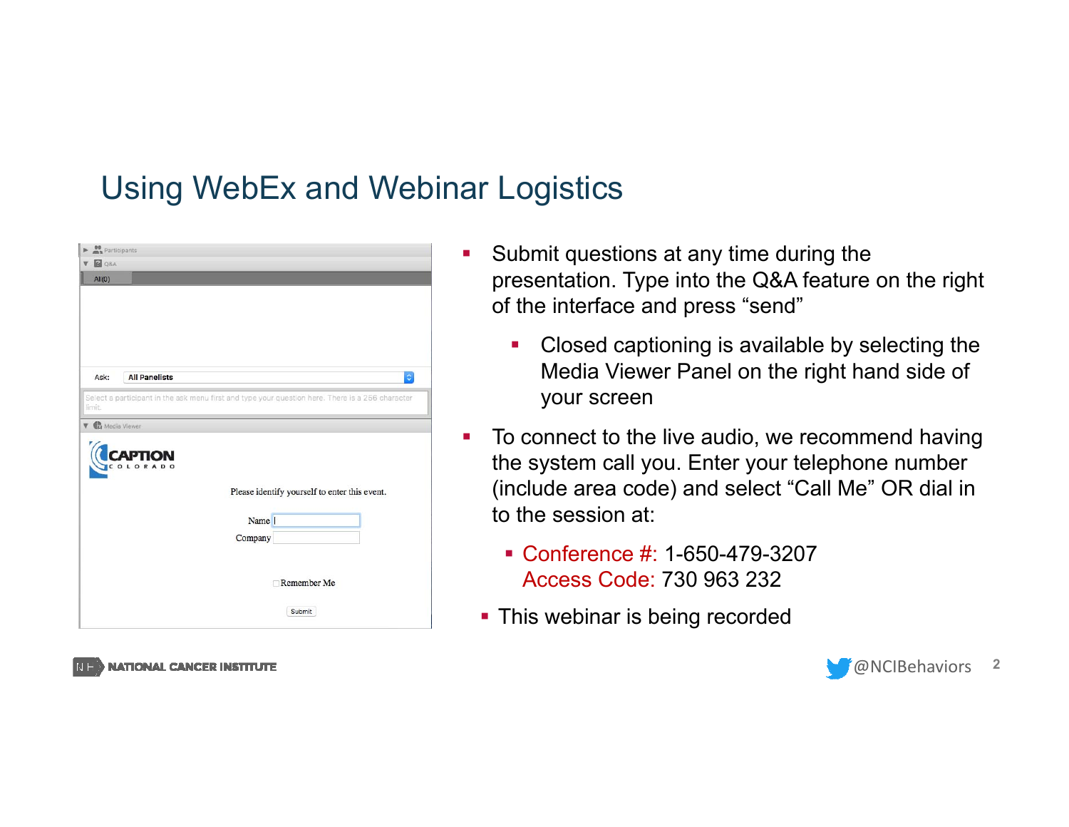# Using WebEx and Webinar Logistics

- Submit questions at any time during the presentation. Type into the Q&A feature on the right of the interface and press "send"
  - Closed captioning is available by selecting the Media Viewer Panel on the right hand side of your screen
- To connect to the live audio, we recommend having the system call you. Enter your telephone number (include area code) and select "Call Me" OR dial in to the session at:
  - Conference #: 1-650-479-3207
    Access Code: 730 963 232
- This webinar is being recorded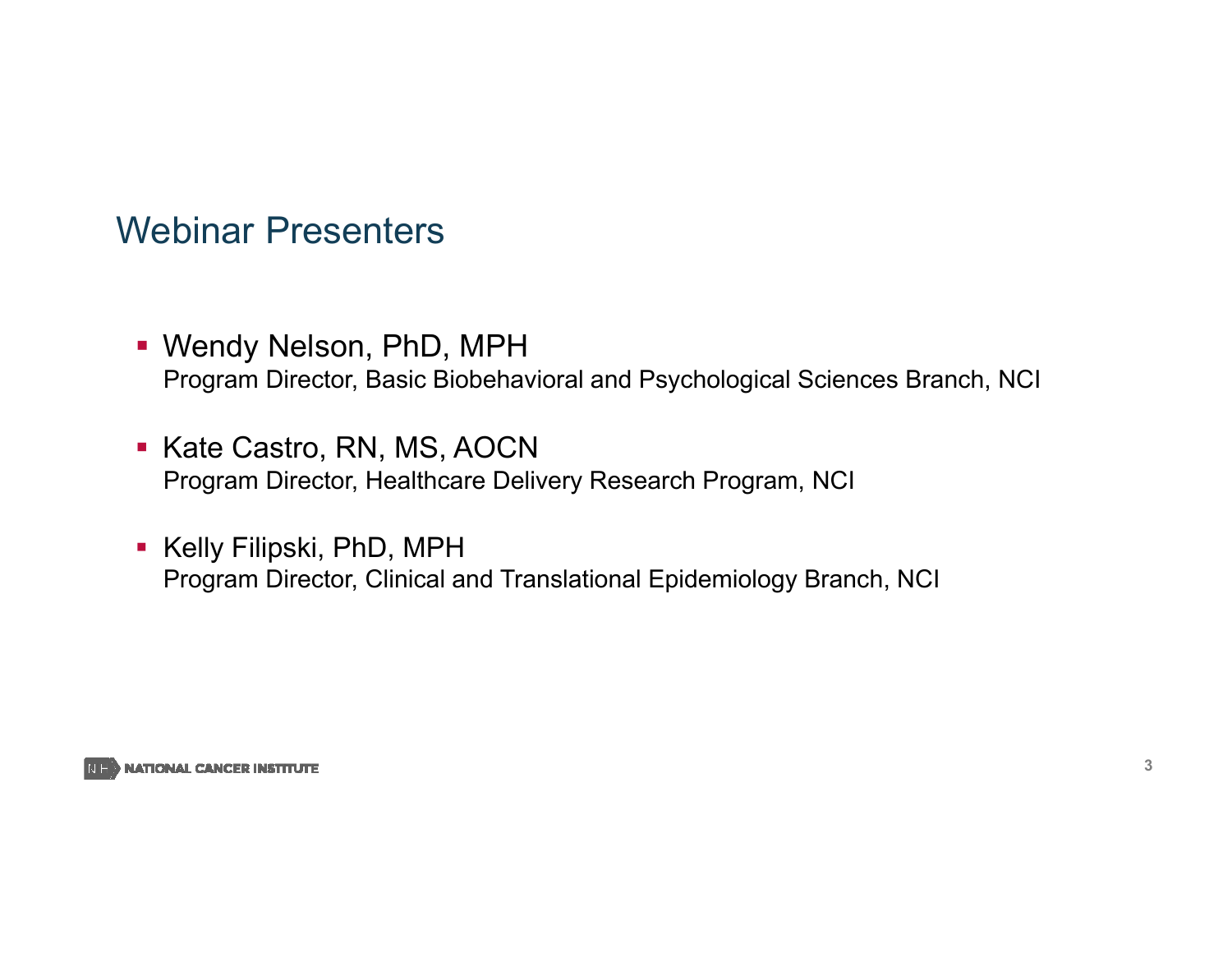# Webinar Presenters

- Wendy Nelson, PhD, MPH
  Program Director, Basic Biobehavioral and Psychological Sciences Branch, NCI

- Kate Castro, RN, MS, AOCN
  Program Director, Healthcare Delivery Research Program, NCI

- Kelly Filipski, PhD, MPH
  Program Director, Clinical and Translational Epidemiology Branch, NCI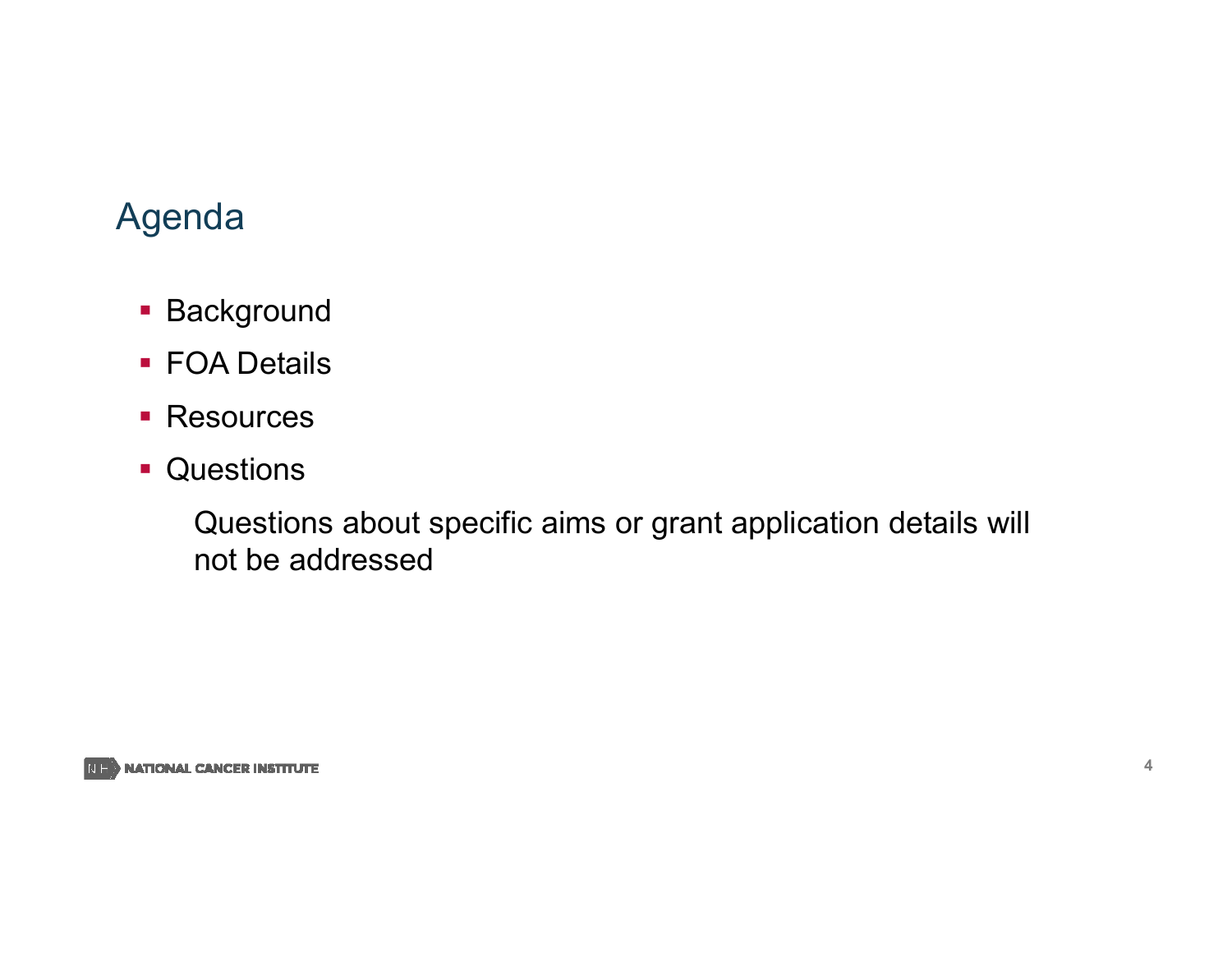# Agenda

- Background
- FOA Details
- Resources
- Questions

  Questions about specific aims or grant application details will not be addressed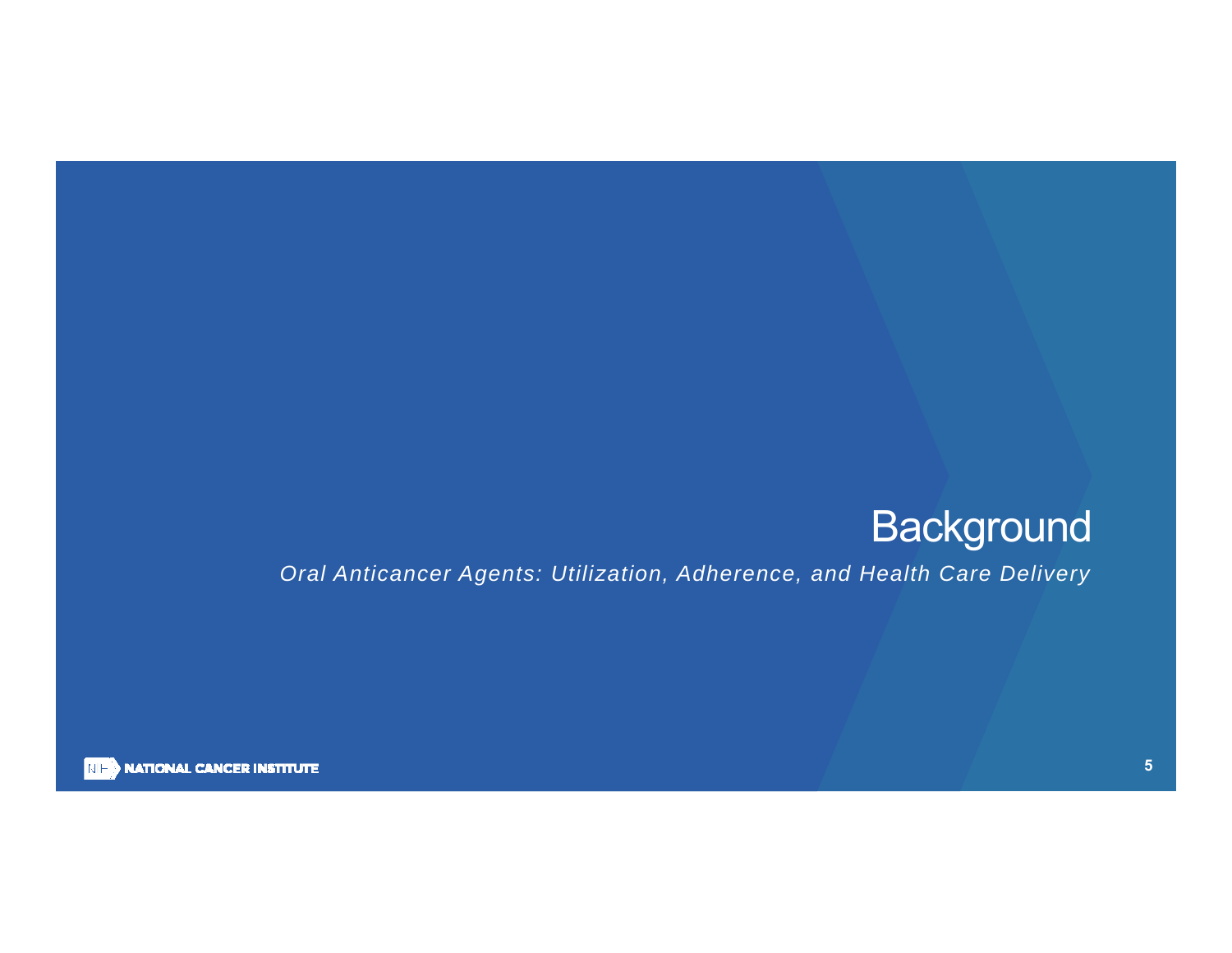# Background

*Oral Anticancer Agents: Utilization, Adherence, and Health Care Delivery*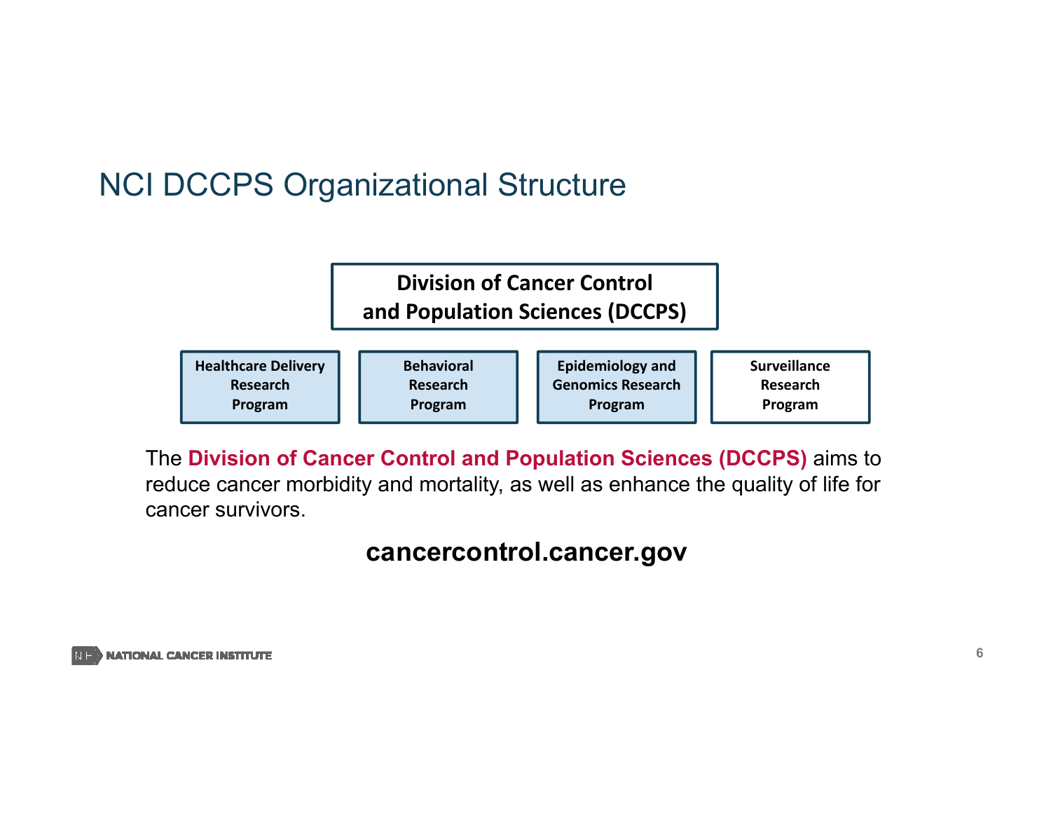# NCI DCCPS Organizational Structure

**Division of Cancer Control and Population Sciences (DCCPS)**

- **Healthcare Delivery Research Program**
- **Behavioral Research Program**
- **Epidemiology and Genomics Research Program**
- **Surveillance Research Program**

The **Division of Cancer Control and Population Sciences (DCCPS)** aims to reduce cancer morbidity and mortality, as well as enhance the quality of life for cancer survivors.

**cancercontrol.cancer.gov**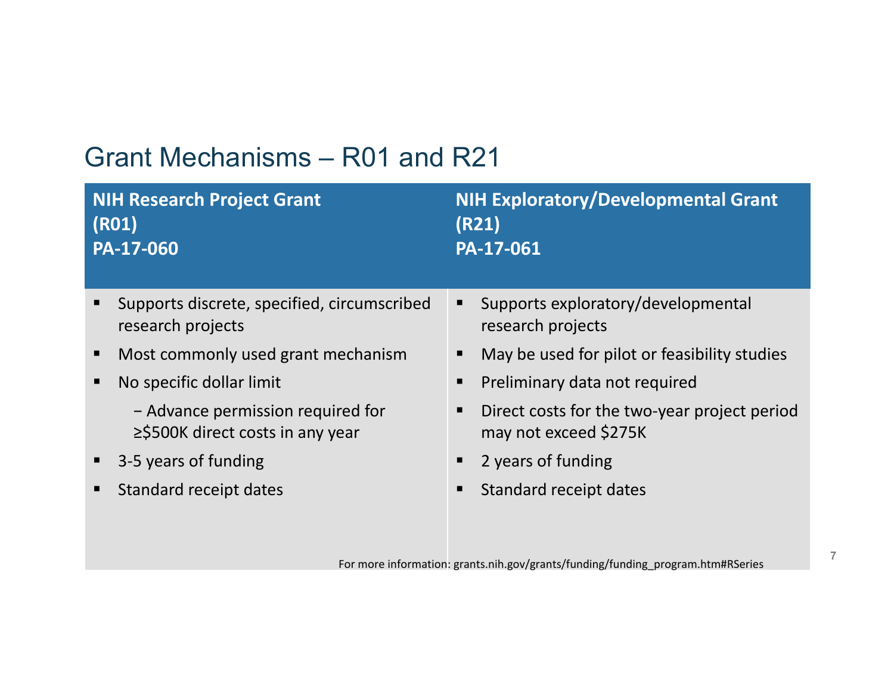# Grant Mechanisms – R01 and R21

| NIH Research Project Grant (R01) PA-17-060 | NIH Exploratory/Developmental Grant (R21) PA-17-061 |
| --- | --- |
| ▪ Supports discrete, specified, circumscribed research projects | ▪ Supports exploratory/developmental research projects |
| ▪ Most commonly used grant mechanism | ▪ May be used for pilot or feasibility studies |
| ▪ No specific dollar limit | ▪ Preliminary data not required |
| − Advance permission required for ≥$500K direct costs in any year | ▪ Direct costs for the two-year project period may not exceed $275K |
| ▪ 3-5 years of funding | ▪ 2 years of funding |
| ▪ Standard receipt dates | ▪ Standard receipt dates |

For more information: grants.nih.gov/grants/funding/funding_program.htm#RSeries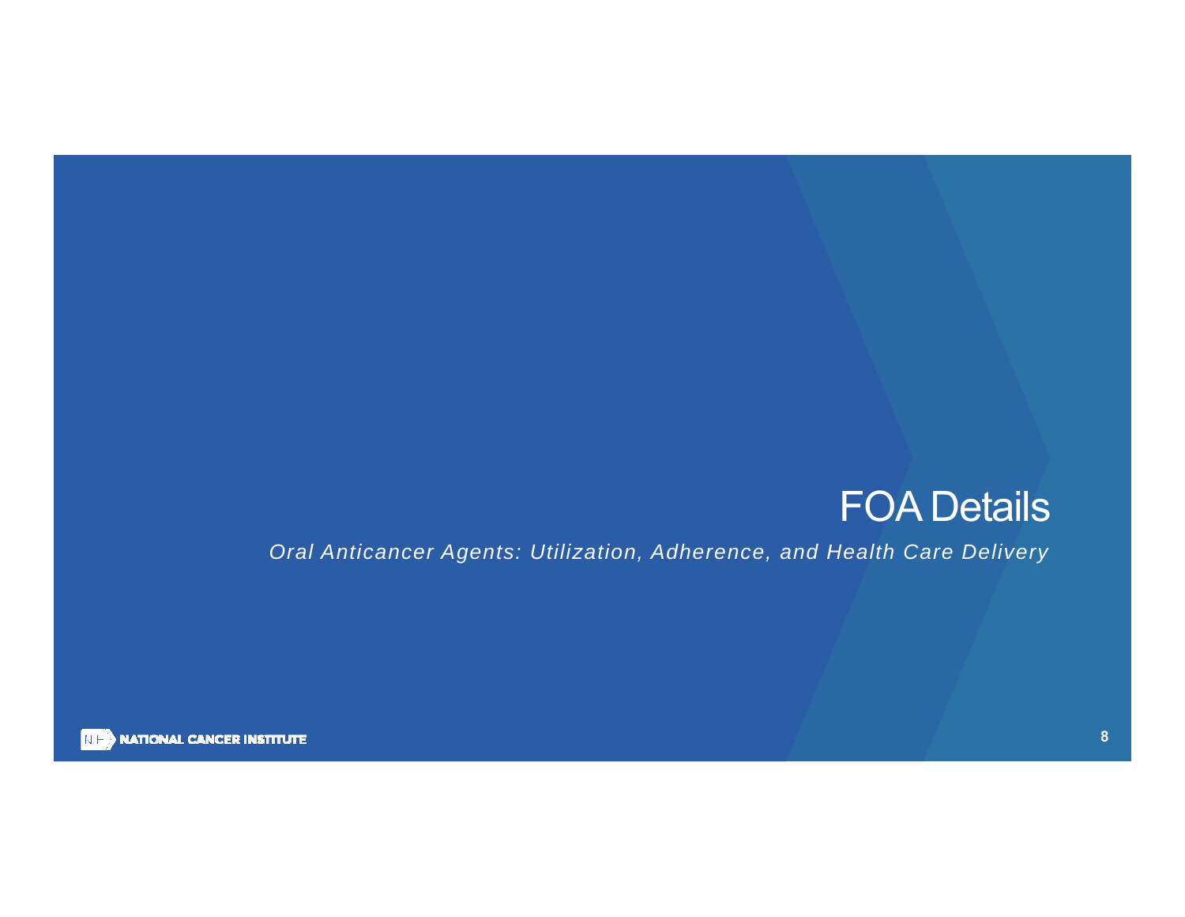# FOA Details

*Oral Anticancer Agents: Utilization, Adherence, and Health Care Delivery*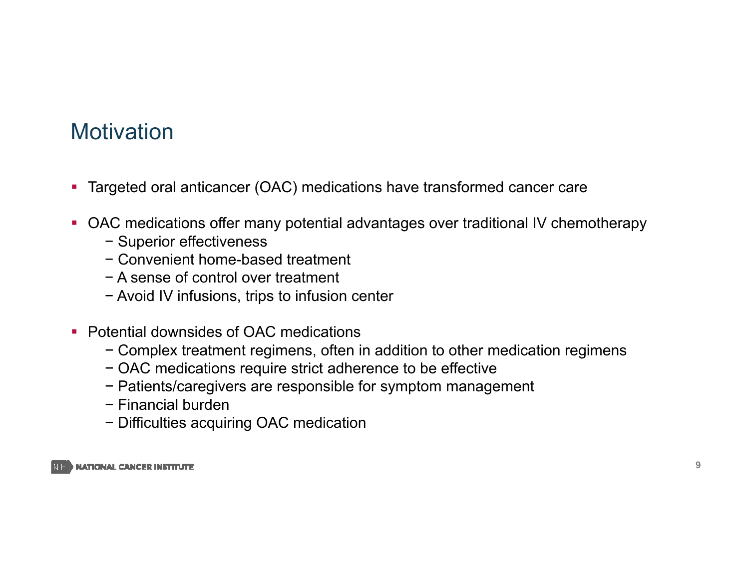# Motivation

- Targeted oral anticancer (OAC) medications have transformed cancer care
- OAC medications offer many potential advantages over traditional IV chemotherapy
  - Superior effectiveness
  - Convenient home-based treatment
  - A sense of control over treatment
  - Avoid IV infusions, trips to infusion center
- Potential downsides of OAC medications
  - Complex treatment regimens, often in addition to other medication regimens
  - OAC medications require strict adherence to be effective
  - Patients/caregivers are responsible for symptom management
  - Financial burden
  - Difficulties acquiring OAC medication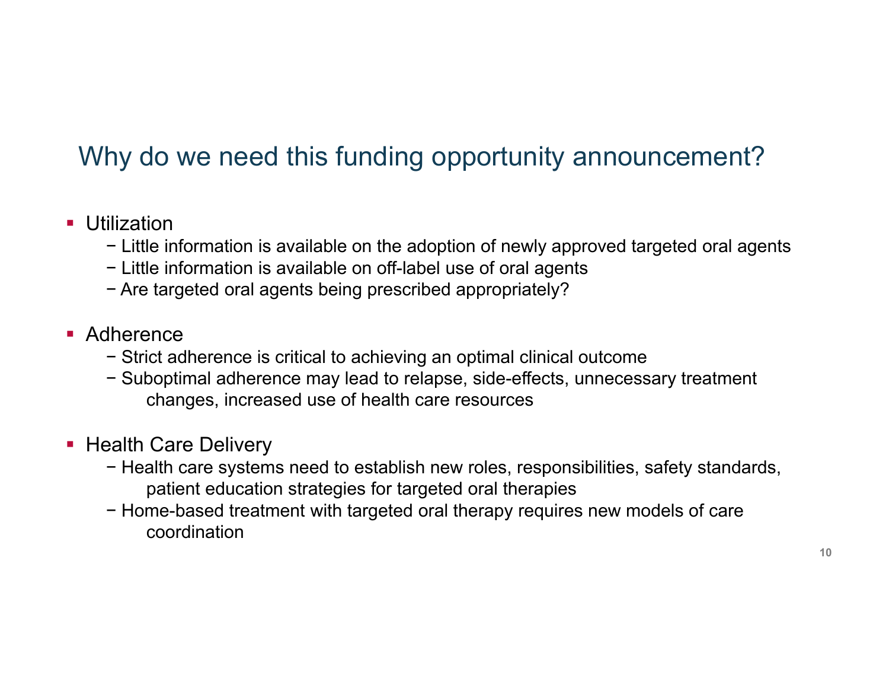# Why do we need this funding opportunity announcement?

- Utilization
  - Little information is available on the adoption of newly approved targeted oral agents
  - Little information is available on off-label use of oral agents
  - Are targeted oral agents being prescribed appropriately?

- Adherence
  - Strict adherence is critical to achieving an optimal clinical outcome
  - Suboptimal adherence may lead to relapse, side-effects, unnecessary treatment changes, increased use of health care resources

- Health Care Delivery
  - Health care systems need to establish new roles, responsibilities, safety standards, patient education strategies for targeted oral therapies
  - Home-based treatment with targeted oral therapy requires new models of care coordination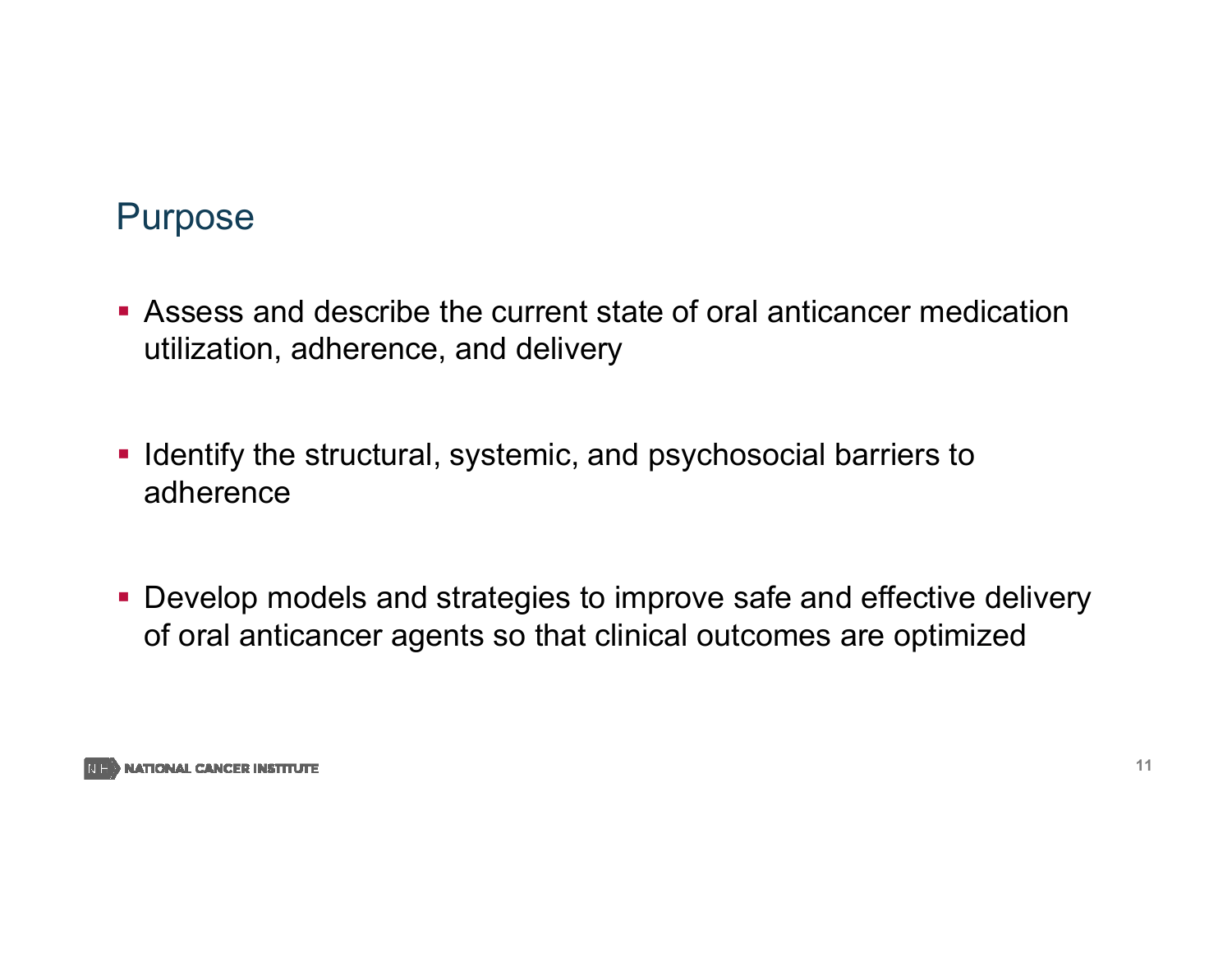## Purpose

- Assess and describe the current state of oral anticancer medication utilization, adherence, and delivery
- Identify the structural, systemic, and psychosocial barriers to adherence
- Develop models and strategies to improve safe and effective delivery of oral anticancer agents so that clinical outcomes are optimized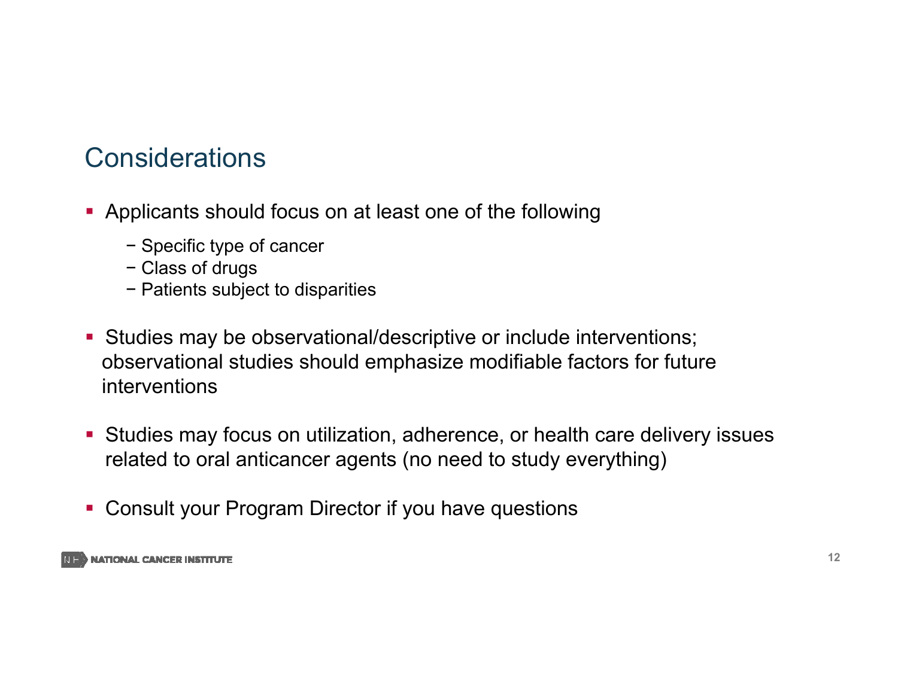# Considerations

- Applicants should focus on at least one of the following
  - Specific type of cancer
  - Class of drugs
  - Patients subject to disparities
- Studies may be observational/descriptive or include interventions; observational studies should emphasize modifiable factors for future interventions
- Studies may focus on utilization, adherence, or health care delivery issues related to oral anticancer agents (no need to study everything)
- Consult your Program Director if you have questions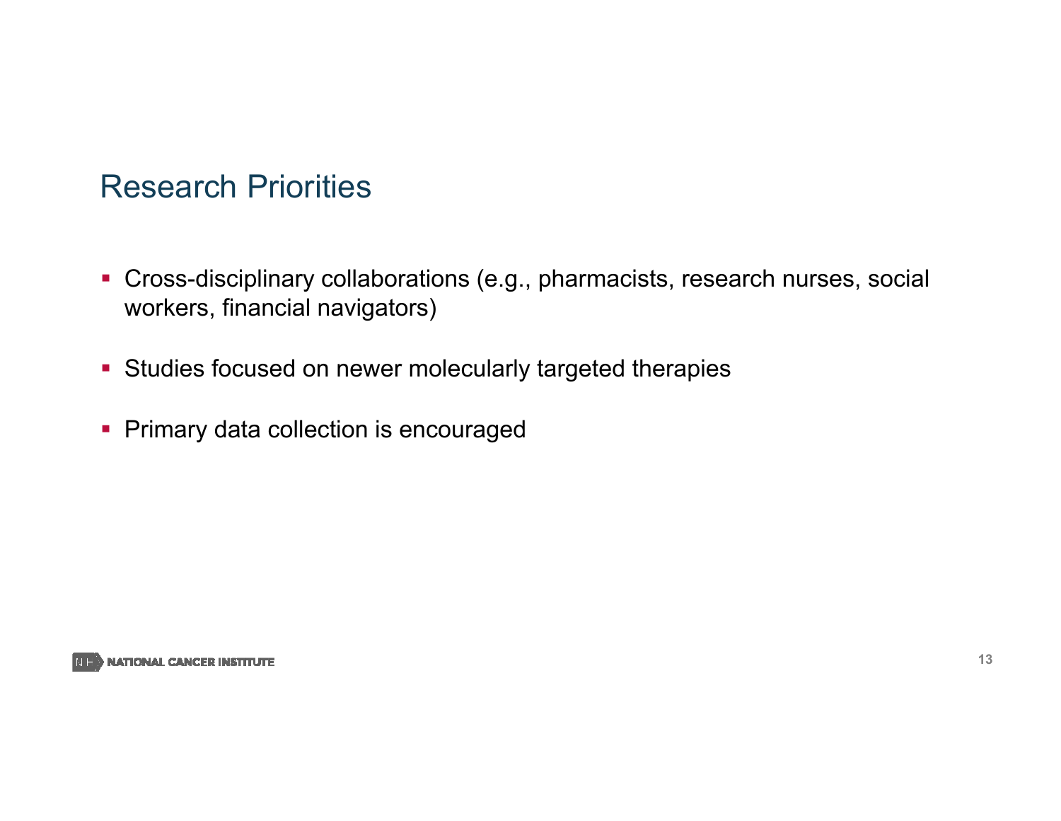# Research Priorities

- Cross-disciplinary collaborations (e.g., pharmacists, research nurses, social workers, financial navigators)
- Studies focused on newer molecularly targeted therapies
- Primary data collection is encouraged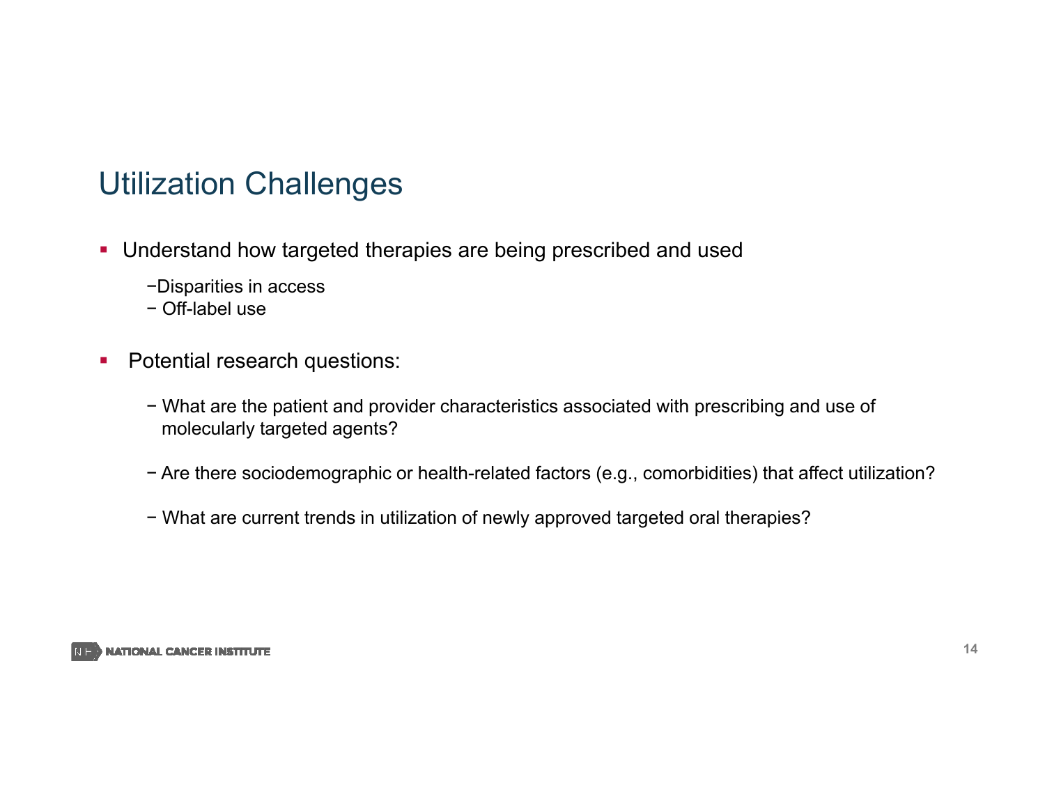# Utilization Challenges

- Understand how targeted therapies are being prescribed and used
  - Disparities in access
  - Off-label use
- Potential research questions:
  - What are the patient and provider characteristics associated with prescribing and use of molecularly targeted agents?
  - Are there sociodemographic or health-related factors (e.g., comorbidities) that affect utilization?
  - What are current trends in utilization of newly approved targeted oral therapies?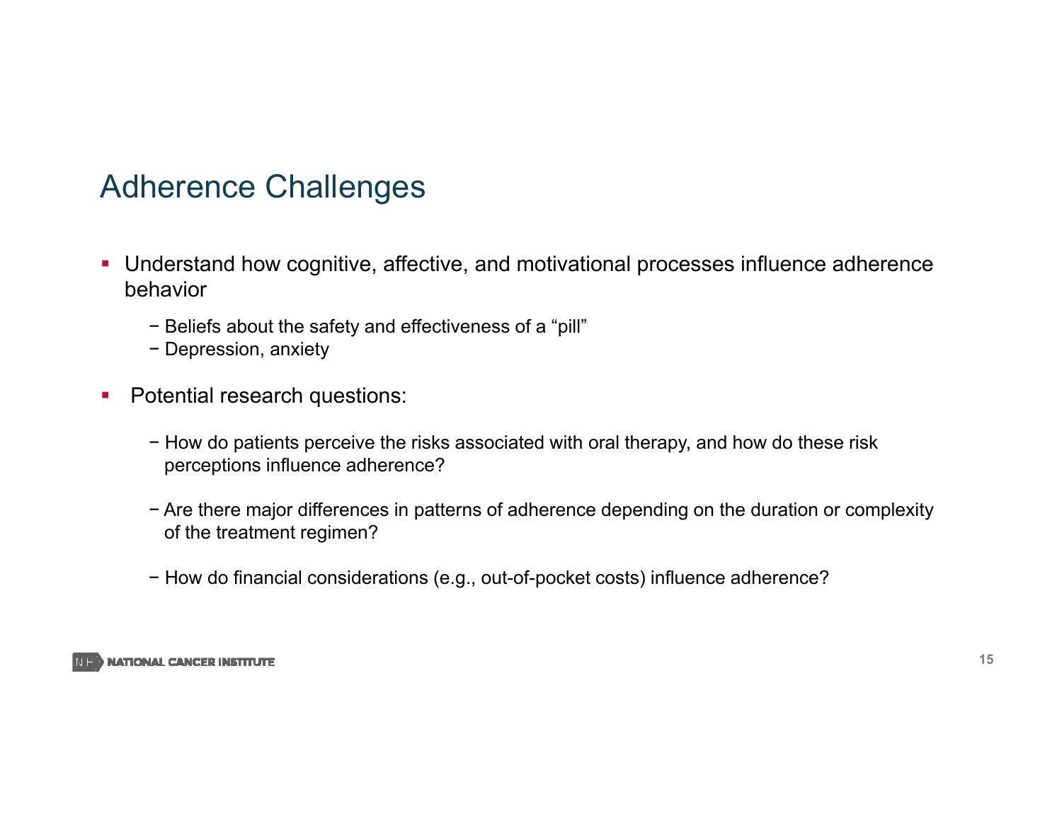# Adherence Challenges

- Understand how cognitive, affective, and motivational processes influence adherence behavior
  - Beliefs about the safety and effectiveness of a “pill”
  - Depression, anxiety
- Potential research questions:
  - How do patients perceive the risks associated with oral therapy, and how do these risk perceptions influence adherence?
  - Are there major differences in patterns of adherence depending on the duration or complexity of the treatment regimen?
  - How do financial considerations (e.g., out-of-pocket costs) influence adherence?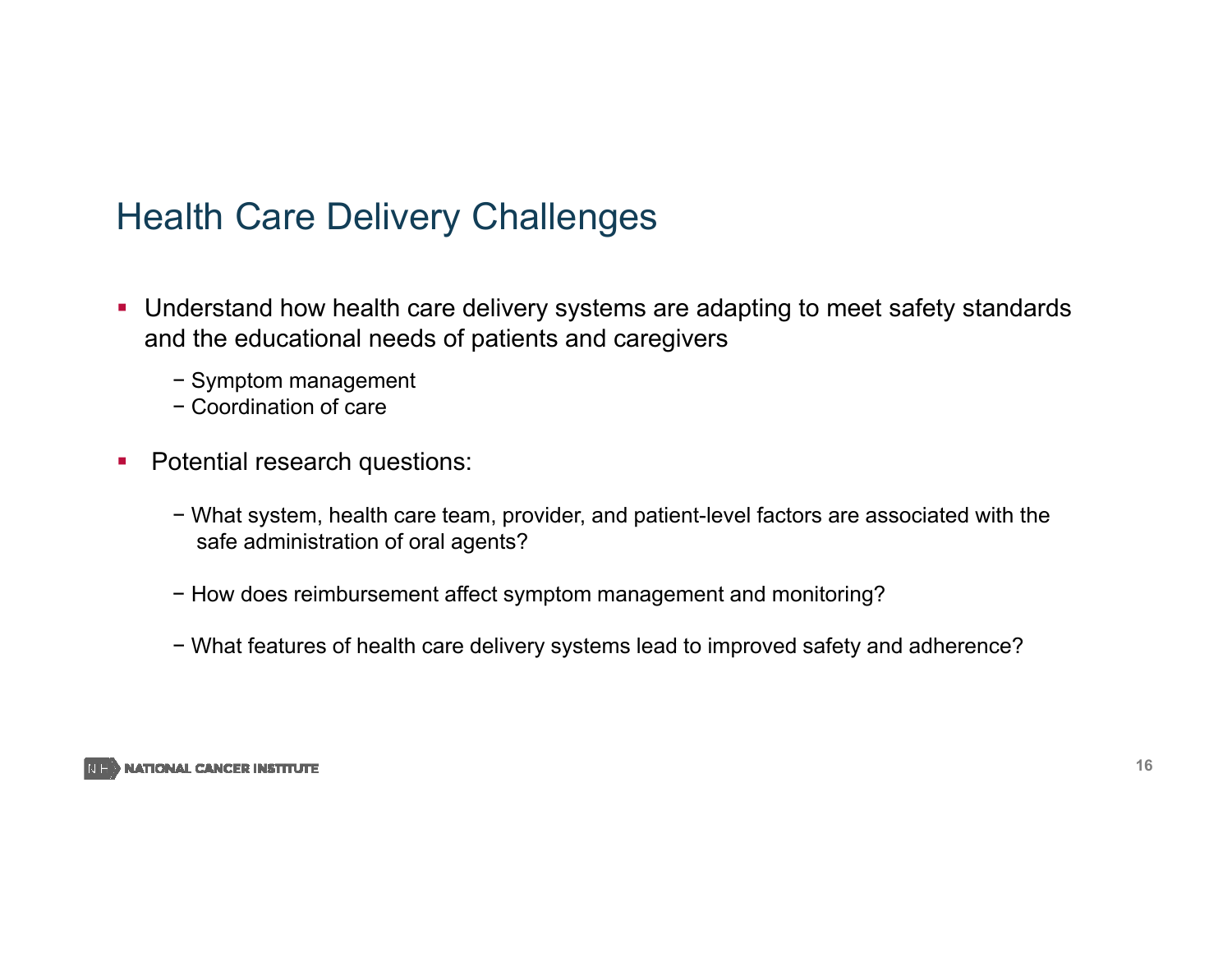# Health Care Delivery Challenges

- Understand how health care delivery systems are adapting to meet safety standards and the educational needs of patients and caregivers
  - Symptom management
  - Coordination of care

- Potential research questions:
  - What system, health care team, provider, and patient-level factors are associated with the safe administration of oral agents?
  - How does reimbursement affect symptom management and monitoring?
  - What features of health care delivery systems lead to improved safety and adherence?

NATIONAL CANCER INSTITUTE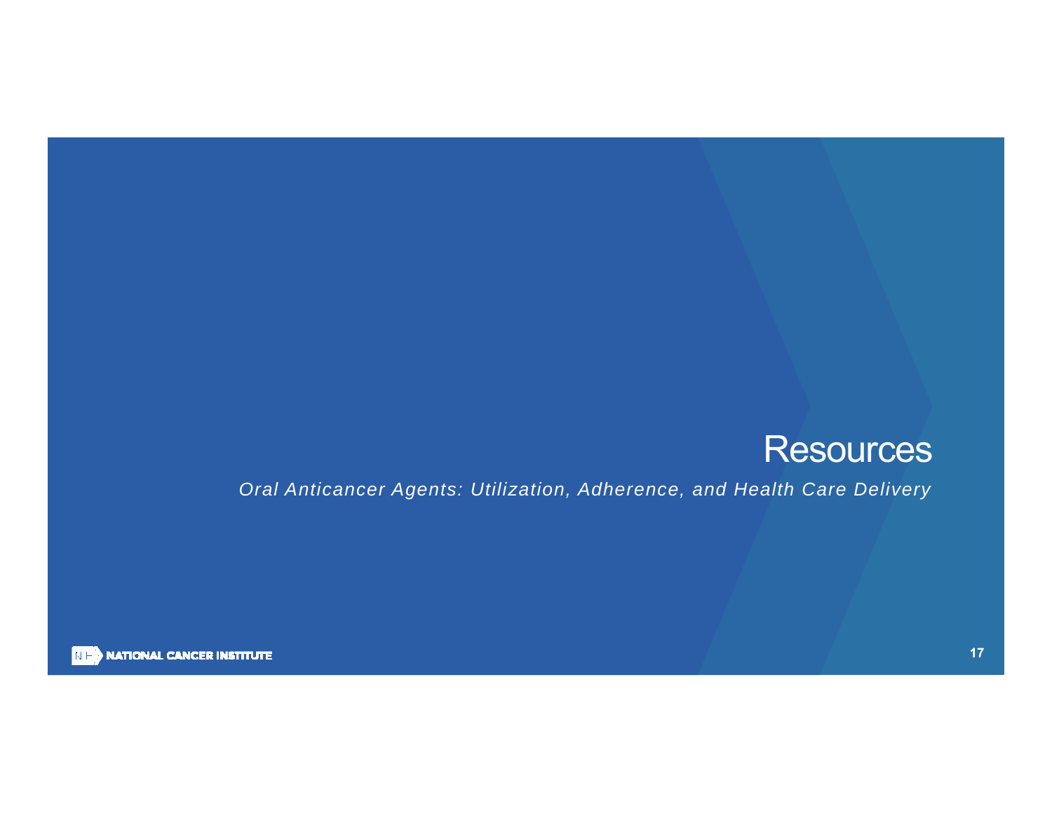# Resources

*Oral Anticancer Agents: Utilization, Adherence, and Health Care Delivery*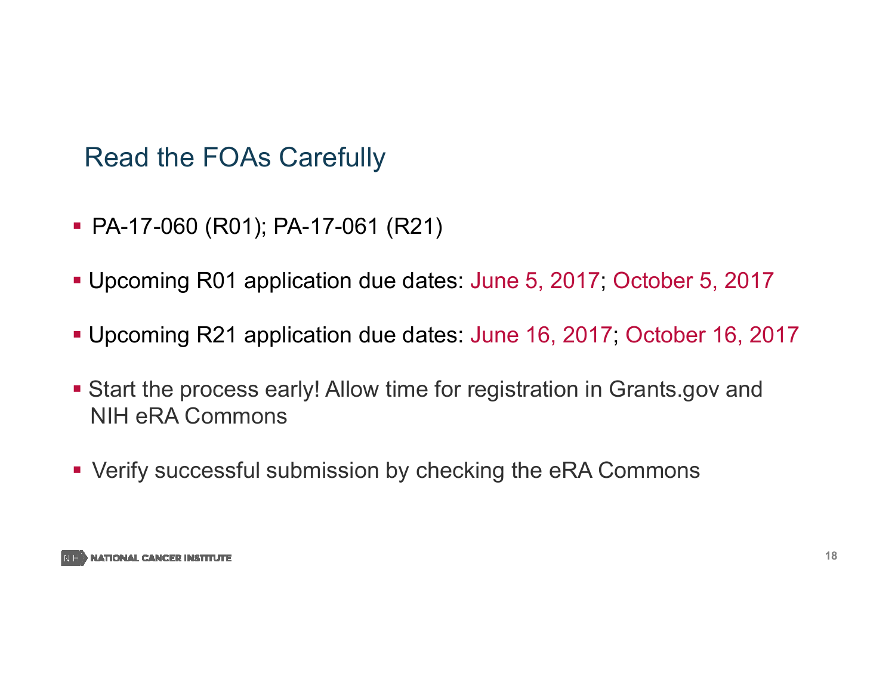## Read the FOAs Carefully

- PA-17-060 (R01); PA-17-061 (R21)
- Upcoming R01 application due dates: June 5, 2017; October 5, 2017
- Upcoming R21 application due dates: June 16, 2017; October 16, 2017
- Start the process early! Allow time for registration in Grants.gov and NIH eRA Commons
- Verify successful submission by checking the eRA Commons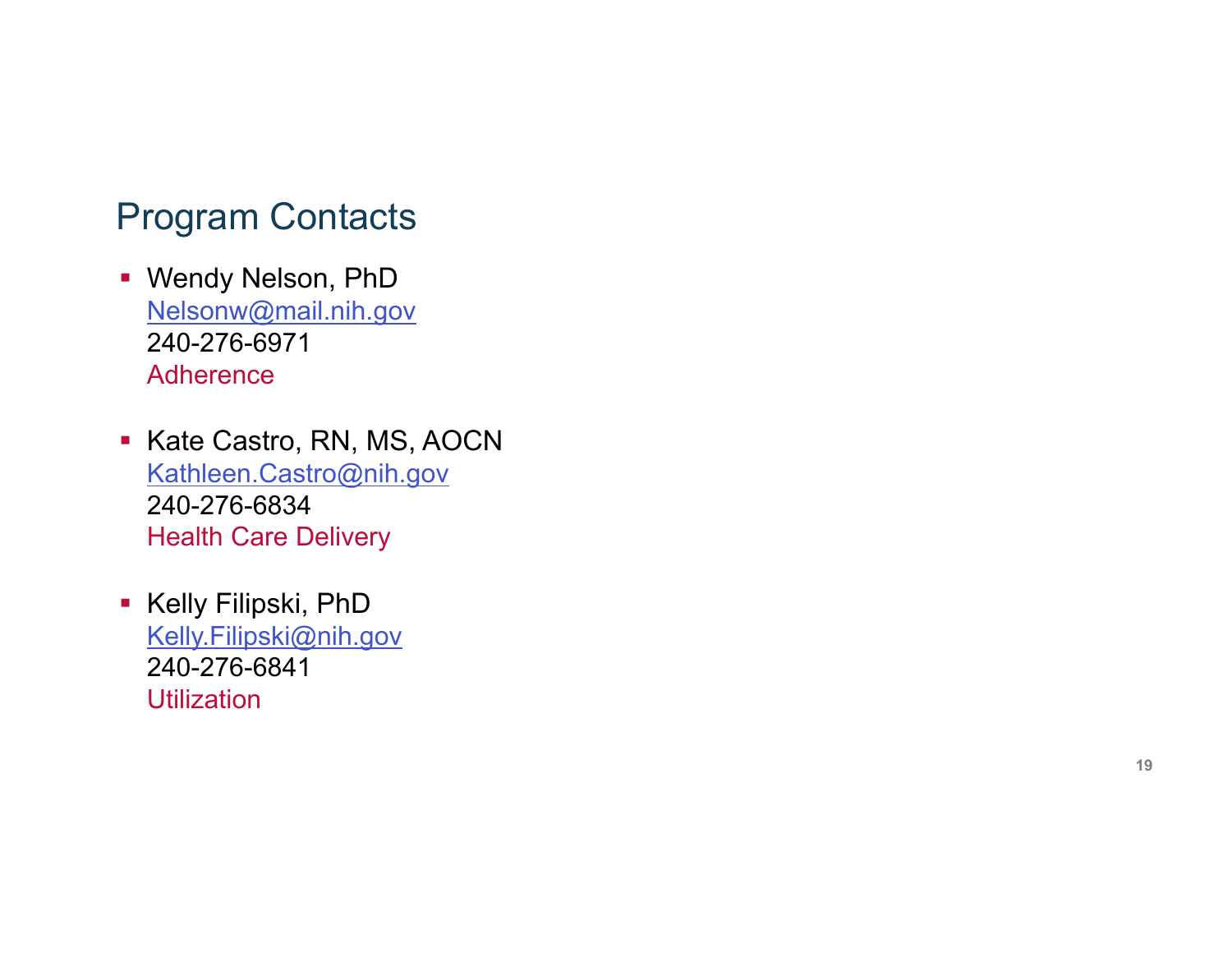## Program Contacts

- Wendy Nelson, PhD
  Nelsonw@mail.nih.gov
  240-276-6971
  Adherence

- Kate Castro, RN, MS, AOCN
  Kathleen.Castro@nih.gov
  240-276-6834
  Health Care Delivery

- Kelly Filipski, PhD
  Kelly.Filipski@nih.gov
  240-276-6841
  Utilization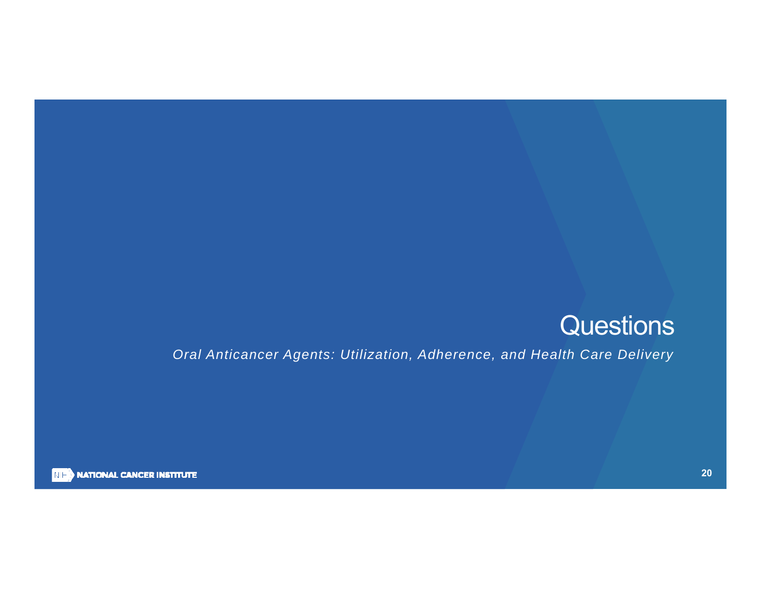# Questions

*Oral Anticancer Agents: Utilization, Adherence, and Health Care Delivery*

NIH NATIONAL CANCER INSTITUTE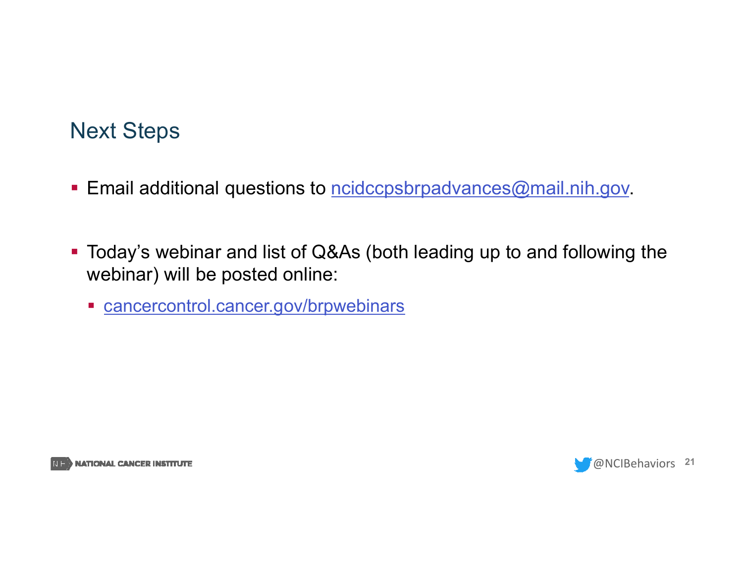## Next Steps

- Email additional questions to ncidccpsbrpadvances@mail.nih.gov.
- Today's webinar and list of Q&As (both leading up to and following the webinar) will be posted online:
  - cancercontrol.cancer.gov/brpwebinars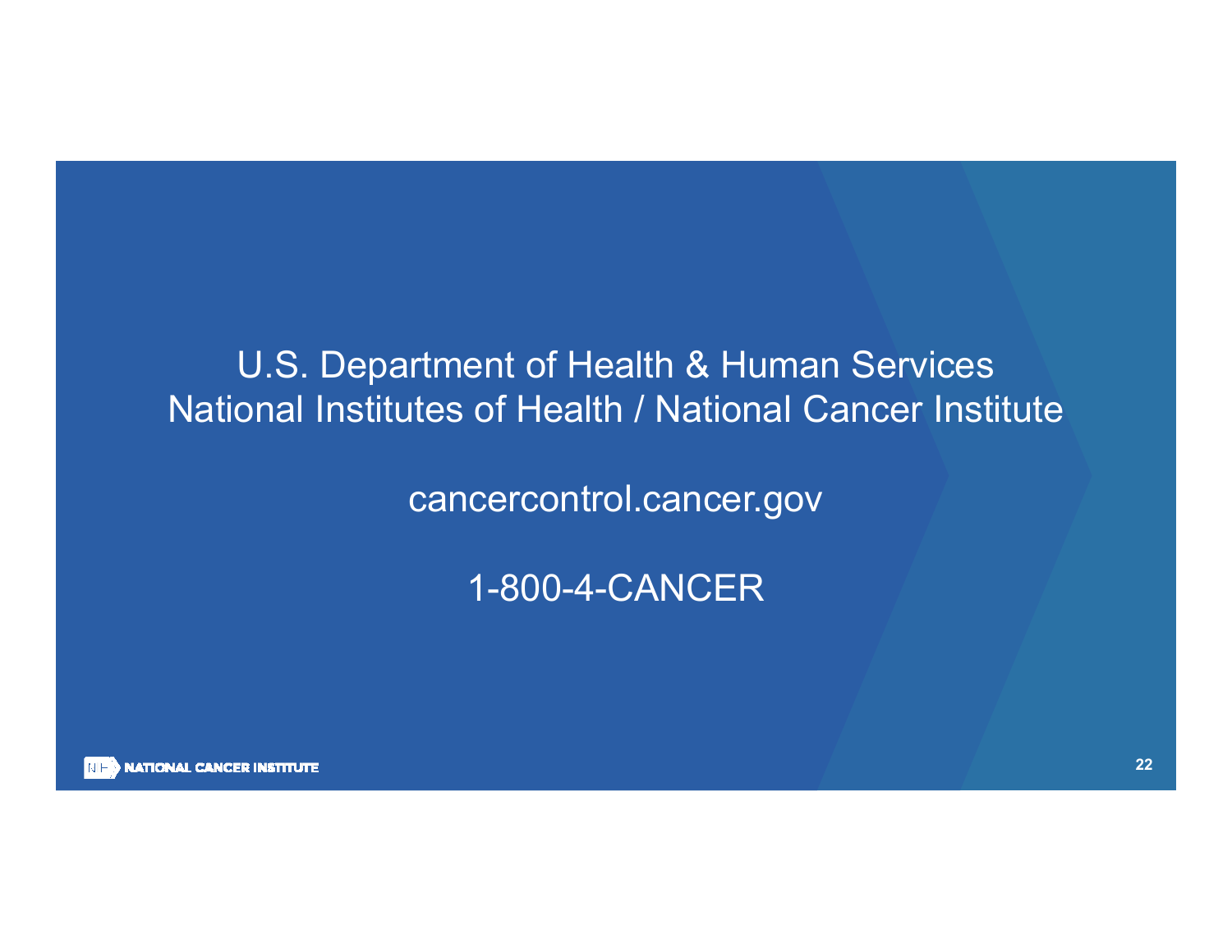U.S. Department of Health & Human Services
National Institutes of Health / National Cancer Institute

cancercontrol.cancer.gov

1-800-4-CANCER